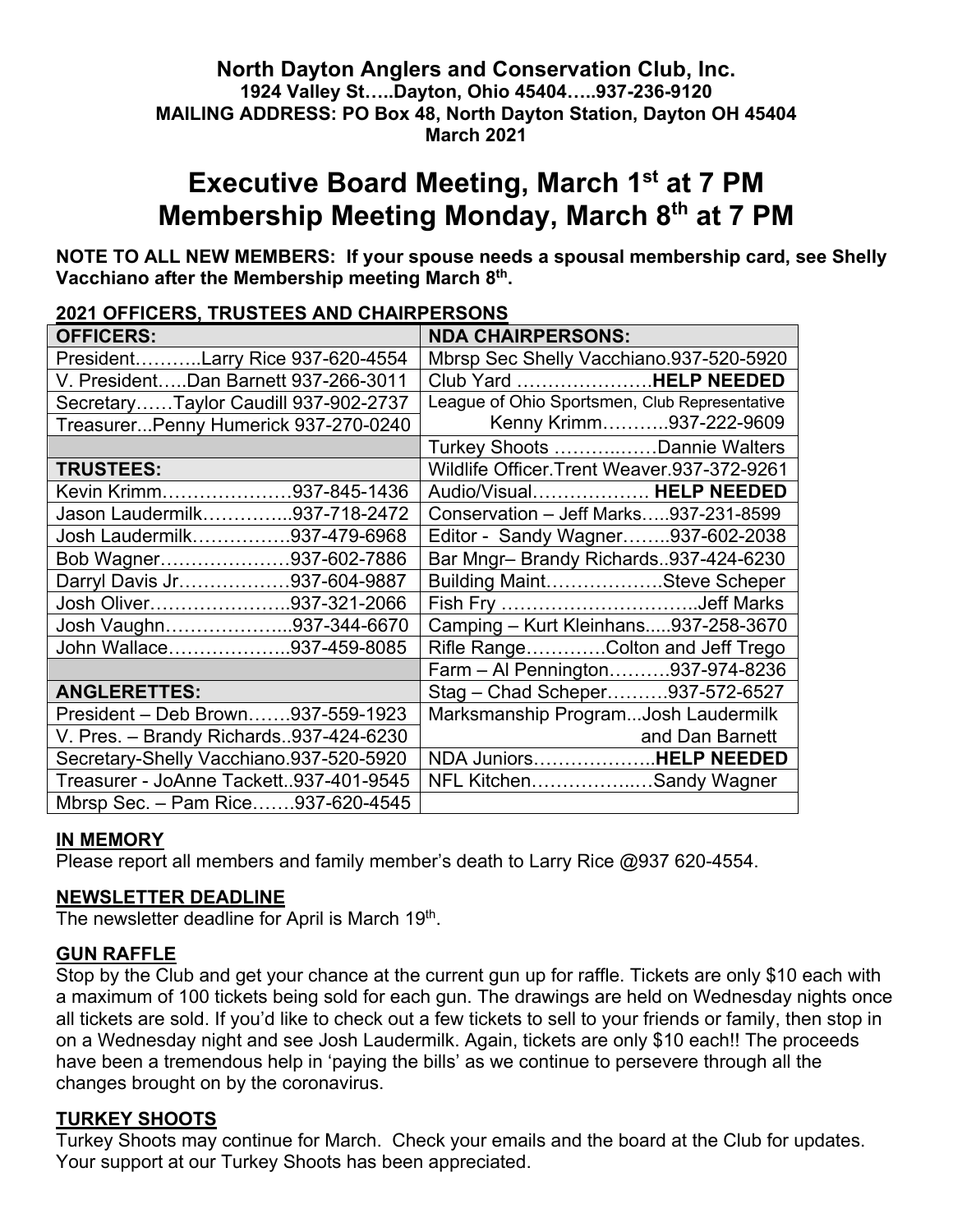**North Dayton Anglers and Conservation Club, Inc.**
**1924 Valley St…..Dayton, Ohio 45404…..937-236-9120**
**MAILING ADDRESS: PO Box 48, North Dayton Station, Dayton OH 45404**
**March 2021**

# Executive Board Meeting, March 1st at 7 PM
# Membership Meeting Monday, March 8th at 7 PM

**NOTE TO ALL NEW MEMBERS: If your spouse needs a spousal membership card, see Shelly Vacchiano after the Membership meeting March 8th.**

## 2021 OFFICERS, TRUSTEES AND CHAIRPERSONS

| OFFICERS: | NDA CHAIRPERSONS: |
|---|---|
| President………..Larry Rice 937-620-4554 | Mbrsp Sec Shelly Vacchiano.937-520-5920 |
| V. President…..Dan Barnett 937-266-3011 | Club Yard ………………….**HELP NEEDED** |
| Secretary……Taylor Caudill 937-902-2737 | League of Ohio Sportsmen, Club Representative |
| Treasurer...Penny Humerick 937-270-0240 | Kenny Krimm………..937-222-9609 |
| | Turkey Shoots ………..……Dannie Walters |
| **TRUSTEES:** | Wildlife Officer.Trent Weaver.937-372-9261 |
| Kevin Krimm…………………937-845-1436 | Audio/Visual………………. **HELP NEEDED** |
| Jason Laudermilk…………...937-718-2472 | Conservation – Jeff Marks…..937-231-8599 |
| Josh Laudermilk…………….937-479-6968 | Editor - Sandy Wagner……..937-602-2038 |
| Bob Wagner…………………937-602-7886 | Bar Mngr– Brandy Richards..937-424-6230 |
| Darryl Davis Jr………………937-604-9887 | Building Maint……………….Steve Scheper |
| Josh Oliver…………………..937-321-2066 | Fish Fry …………………………..Jeff Marks |
| Josh Vaughn………………...937-344-6670 | Camping – Kurt Kleinhans.....937-258-3670 |
| John Wallace………………..937-459-8085 | Rifle Range…………Colton and Jeff Trego |
| | Farm – Al Pennington……….937-974-8236 |
| **ANGLERETTES:** | Stag – Chad Scheper……….937-572-6527 |
| President – Deb Brown…….937-559-1923 | Marksmanship Program...Josh Laudermilk |
| V. Pres. – Brandy Richards..937-424-6230 | and Dan Barnett |
| Secretary-Shelly Vacchiano.937-520-5920 | NDA Juniors………………..**HELP NEEDED** |
| Treasurer - JoAnne Tackett..937-401-9545 | NFL Kitchen……………..…Sandy Wagner |
| Mbrsp Sec. – Pam Rice…….937-620-4545 | |

### IN MEMORY

Please report all members and family member's death to Larry Rice @937 620-4554.

### NEWSLETTER DEADLINE

The newsletter deadline for April is March 19th.

### GUN RAFFLE

Stop by the Club and get your chance at the current gun up for raffle. Tickets are only $10 each with a maximum of 100 tickets being sold for each gun. The drawings are held on Wednesday nights once all tickets are sold. If you'd like to check out a few tickets to sell to your friends or family, then stop in on a Wednesday night and see Josh Laudermilk. Again, tickets are only $10 each!! The proceeds have been a tremendous help in 'paying the bills' as we continue to persevere through all the changes brought on by the coronavirus.

### TURKEY SHOOTS

Turkey Shoots may continue for March. Check your emails and the board at the Club for updates. Your support at our Turkey Shoots has been appreciated.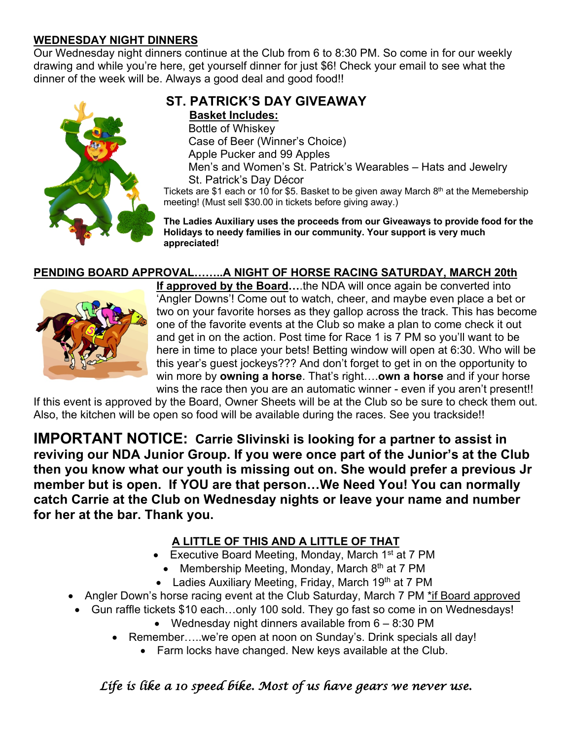## WEDNESDAY NIGHT DINNERS

Our Wednesday night dinners continue at the Club from 6 to 8:30 PM. So come in for our weekly drawing and while you're here, get yourself dinner for just $6! Check your email to see what the dinner of the week will be. Always a good deal and good food!!

## ST. PATRICK'S DAY GIVEAWAY

**Basket Includes:**

Bottle of Whiskey
Case of Beer (Winner's Choice)
Apple Pucker and 99 Apples
Men's and Women's St. Patrick's Wearables – Hats and Jewelry
St. Patrick's Day Décor

Tickets are $1 each or 10 for $5. Basket to be given away March 8th at the Memebership meeting! (Must sell $30.00 in tickets before giving away.)

**The Ladies Auxiliary uses the proceeds from our Giveaways to provide food for the Holidays to needy families in our community. Your support is very much appreciated!**

## PENDING BOARD APPROVAL……..A NIGHT OF HORSE RACING SATURDAY, MARCH 20th

**If approved by the Board…**.the NDA will once again be converted into 'Angler Downs'! Come out to watch, cheer, and maybe even place a bet or two on your favorite horses as they gallop across the track. This has become one of the favorite events at the Club so make a plan to come check it out and get in on the action. Post time for Race 1 is 7 PM so you'll want to be here in time to place your bets! Betting window will open at 6:30. Who will be this year's guest jockeys??? And don't forget to get in on the opportunity to win more by **owning a horse**. That's right….**own a horse** and if your horse wins the race then you are an automatic winner - even if you aren't present!! If this event is approved by the Board, Owner Sheets will be at the Club so be sure to check them out. Also, the kitchen will be open so food will be available during the races. See you trackside!!

**IMPORTANT NOTICE: Carrie Slivinski is looking for a partner to assist in reviving our NDA Junior Group. If you were once part of the Junior's at the Club then you know what our youth is missing out on. She would prefer a previous Jr member but is open. If YOU are that person…We Need You! You can normally catch Carrie at the Club on Wednesday nights or leave your name and number for her at the bar. Thank you.**

## A LITTLE OF THIS AND A LITTLE OF THAT

- Executive Board Meeting, Monday, March 1st at 7 PM
- Membership Meeting, Monday, March 8th at 7 PM
- Ladies Auxiliary Meeting, Friday, March 19th at 7 PM
- Angler Down's horse racing event at the Club Saturday, March 7 PM *if Board approved
- Gun raffle tickets $10 each…only 100 sold. They go fast so come in on Wednesdays!
- Wednesday night dinners available from 6 – 8:30 PM
- Remember…..we're open at noon on Sunday's. Drink specials all day!
- Farm locks have changed. New keys available at the Club.

*Life is like a 10 speed bike. Most of us have gears we never use.*